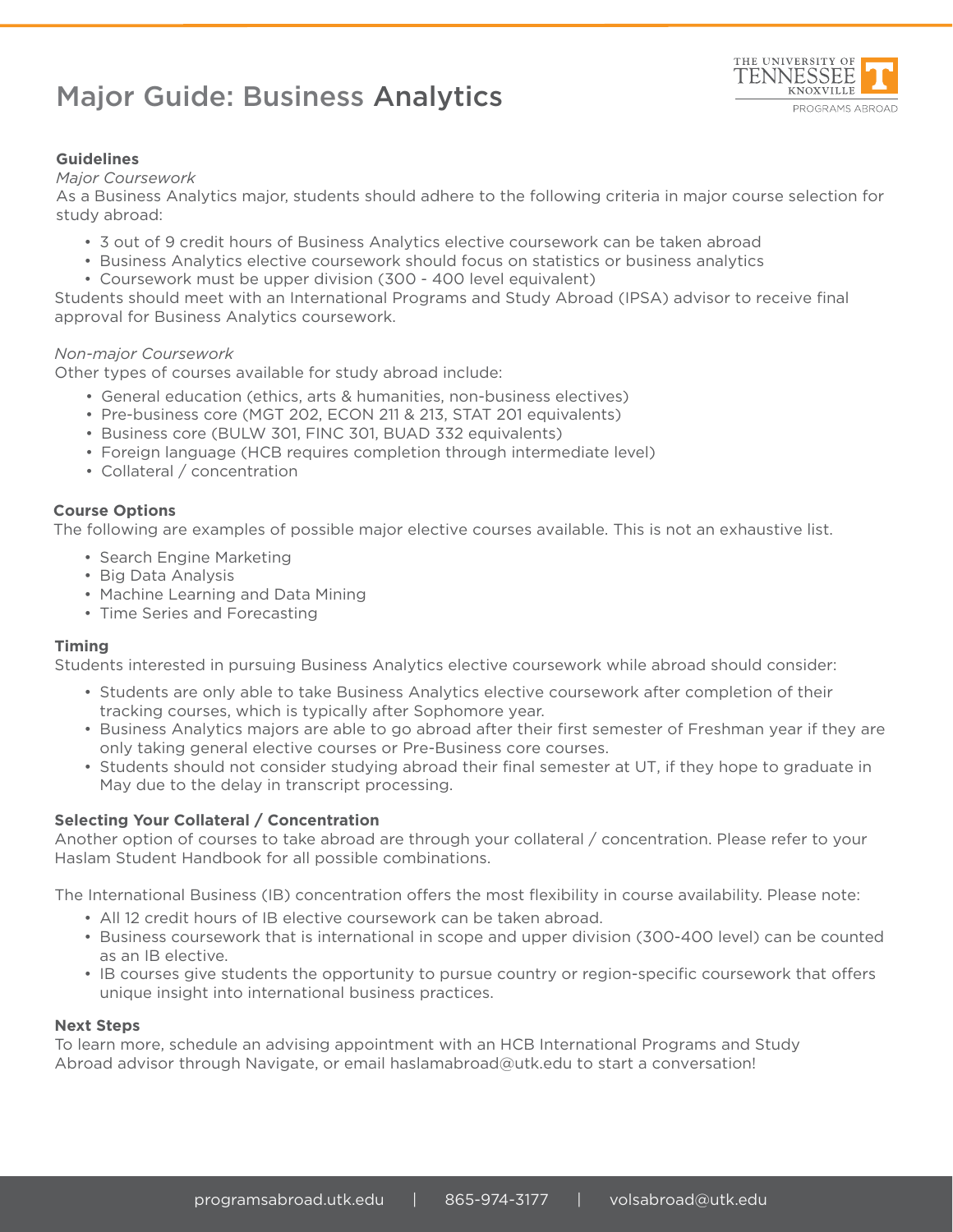# Major Guide: Business Analytics

### Guidelines

*Major Coursework*

As a Business Analytics major, students should adhere to the following criteria in major course selection for study abroad:

- 3 out of 9 credit hours of Business Analytics elective coursework can be taken abroad
- Business Analytics elective coursework should focus on statistics or business analytics
- Coursework must be upper division (300 - 400 level equivalent)

Students should meet with an International Programs and Study Abroad (IPSA) advisor to receive final approval for Business Analytics coursework.

*Non-major Coursework*

Other types of courses available for study abroad include:

- General education (ethics, arts & humanities, non-business electives)
- Pre-business core (MGT 202, ECON 211 & 213, STAT 201 equivalents)
- Business core (BULW 301, FINC 301, BUAD 332 equivalents)
- Foreign language (HCB requires completion through intermediate level)
- Collateral / concentration

### Course Options

The following are examples of possible major elective courses available. This is not an exhaustive list.

- Search Engine Marketing
- Big Data Analysis
- Machine Learning and Data Mining
- Time Series and Forecasting

### Timing

Students interested in pursuing Business Analytics elective coursework while abroad should consider:

- Students are only able to take Business Analytics elective coursework after completion of their tracking courses, which is typically after Sophomore year.
- Business Analytics majors are able to go abroad after their first semester of Freshman year if they are only taking general elective courses or Pre-Business core courses.
- Students should not consider studying abroad their final semester at UT, if they hope to graduate in May due to the delay in transcript processing.

### Selecting Your Collateral / Concentration

Another option of courses to take abroad are through your collateral / concentration. Please refer to your Haslam Student Handbook for all possible combinations.

The International Business (IB) concentration offers the most flexibility in course availability. Please note:

- All 12 credit hours of IB elective coursework can be taken abroad.
- Business coursework that is international in scope and upper division (300-400 level) can be counted as an IB elective.
- IB courses give students the opportunity to pursue country or region-specific coursework that offers unique insight into international business practices.

### Next Steps

To learn more, schedule an advising appointment with an HCB International Programs and Study Abroad advisor through Navigate, or email haslamabroad@utk.edu to start a conversation!

programsabroad.utk.edu | 865-974-3177 | volsabroad@utk.edu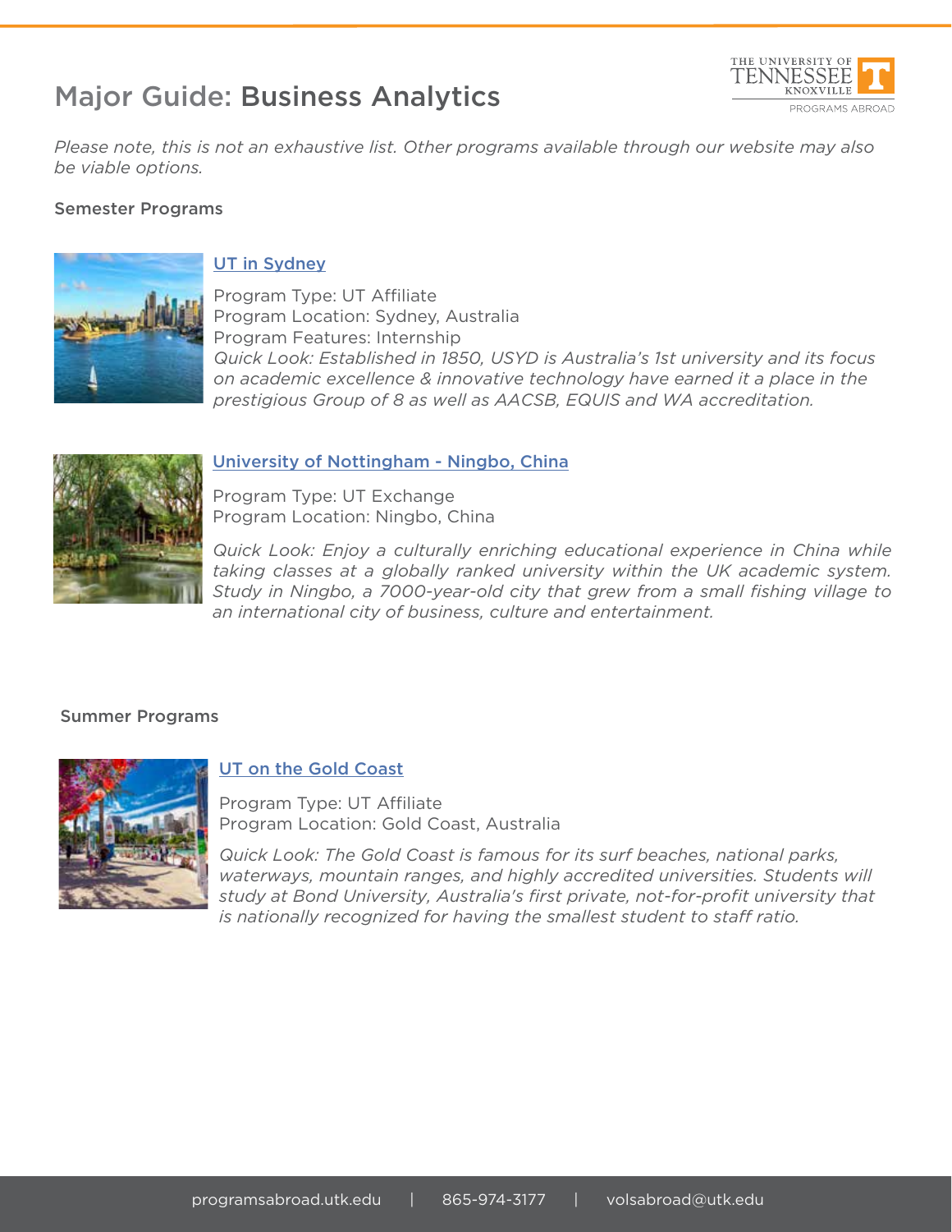# Major Guide: Business Analytics

*Please note, this is not an exhaustive list. Other programs available through our website may also be viable options.*

## Semester Programs

### UT in Sydney

Program Type: UT Affiliate
Program Location: Sydney, Australia
Program Features: Internship
*Quick Look: Established in 1850, USYD is Australia's 1st university and its focus on academic excellence & innovative technology have earned it a place in the prestigious Group of 8 as well as AACSB, EQUIS and WA accreditation.*

### University of Nottingham - Ningbo, China

Program Type: UT Exchange
Program Location: Ningbo, China

*Quick Look: Enjoy a culturally enriching educational experience in China while taking classes at a globally ranked university within the UK academic system. Study in Ningbo, a 7000-year-old city that grew from a small fishing village to an international city of business, culture and entertainment.*

## Summer Programs

### UT on the Gold Coast

Program Type: UT Affiliate
Program Location: Gold Coast, Australia

*Quick Look: The Gold Coast is famous for its surf beaches, national parks, waterways, mountain ranges, and highly accredited universities. Students will study at Bond University, Australia's first private, not-for-profit university that is nationally recognized for having the smallest student to staff ratio.*

programsabroad.utk.edu | 865-974-3177 | volsabroad@utk.edu